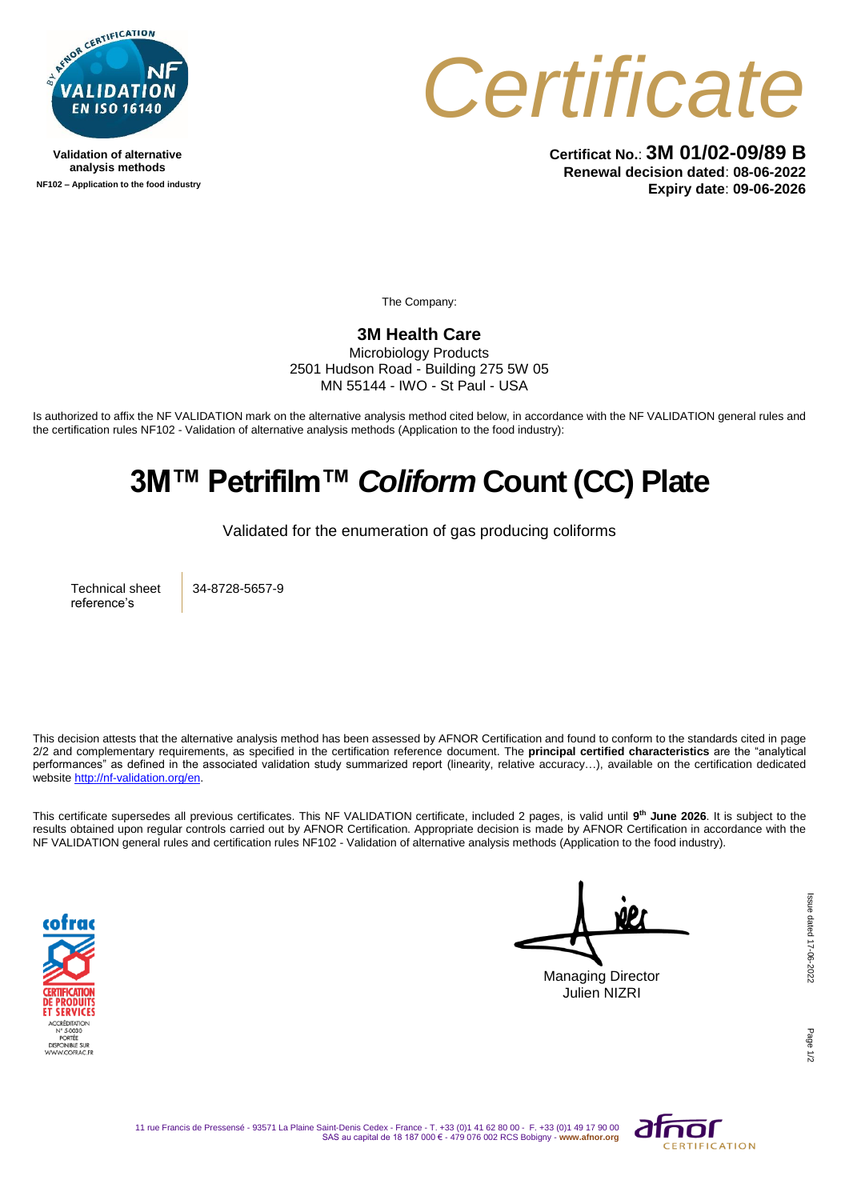Validation of alternative analysis methods

**NF102 – Application to the food industry**

# Certificate

**Certificat No.**: **3M 01/02-09/89 B**
**Renewal decision dated**: **08-06-2022**
**Expiry date**: **09-06-2026**

The Company:

**3M Health Care**
Microbiology Products
2501 Hudson Road - Building 275 5W 05
MN 55144 - IWO - St Paul - USA

Is authorized to affix the NF VALIDATION mark on the alternative analysis method cited below, in accordance with the NF VALIDATION general rules and the certification rules NF102 - Validation of alternative analysis methods (Application to the food industry):

# 3M™ Petrifilm™ *Coliform* Count (CC) Plate

Validated for the enumeration of gas producing coliforms

| Technical sheet reference's | 34-8728-5657-9 |
|---|---|

This decision attests that the alternative analysis method has been assessed by AFNOR Certification and found to conform to the standards cited in page 2/2 and complementary requirements, as specified in the certification reference document. The **principal certified characteristics** are the "analytical performances" as defined in the associated validation study summarized report (linearity, relative accuracy…), available on the certification dedicated website http://nf-validation.org/en.

This certificate supersedes all previous certificates. This NF VALIDATION certificate, included 2 pages, is valid until **9th June 2026**. It is subject to the results obtained upon regular controls carried out by AFNOR Certification. Appropriate decision is made by AFNOR Certification in accordance with the NF VALIDATION general rules and certification rules NF102 - Validation of alternative analysis methods (Application to the food industry).

Managing Director
Julien NIZRI

Issue dated 17-06-2022

11 rue Francis de Pressensé - 93571 La Plaine Saint-Denis Cedex - France - T. +33 (0)1 41 62 80 00 - F. +33 (0)1 49 17 90 00
SAS au capital de 18 187 000 € - 479 076 002 RCS Bobigny - **www.afnor.org**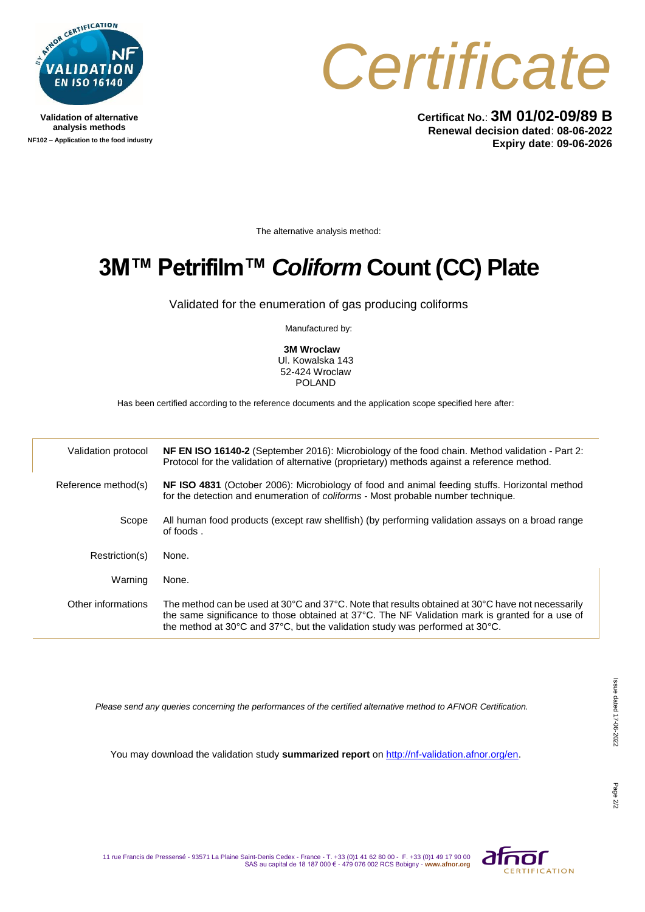Validation of alternative analysis methods
NF102 – Application to the food industry

# Certificate

**Certificat No.**: **3M 01/02-09/89 B**
**Renewal decision dated**: **08-06-2022**
**Expiry date**: **09-06-2026**

The alternative analysis method:

# 3M™ Petrifilm™ *Coliform* Count (CC) Plate

Validated for the enumeration of gas producing coliforms

Manufactured by:

**3M Wroclaw**
Ul. Kowalska 143
52-424 Wroclaw
POLAND

Has been certified according to the reference documents and the application scope specified here after:

| | |
|---|---|
| Validation protocol | **NF EN ISO 16140-2** (September 2016): Microbiology of the food chain. Method validation - Part 2: Protocol for the validation of alternative (proprietary) methods against a reference method. |
| Reference method(s) | **NF ISO 4831** (October 2006): Microbiology of food and animal feeding stuffs. Horizontal method for the detection and enumeration of *coliforms* - Most probable number technique. |
| Scope | All human food products (except raw shellfish) (by performing validation assays on a broad range of foods . |
| Restriction(s) | None. |
| Warning | None. |
| Other informations | The method can be used at 30°C and 37°C. Note that results obtained at 30°C have not necessarily the same significance to those obtained at 37°C. The NF Validation mark is granted for a use of the method at 30°C and 37°C, but the validation study was performed at 30°C. |

*Please send any queries concerning the performances of the certified alternative method to AFNOR Certification.*

You may download the validation study **summarized report** on http://nf-validation.afnor.org/en.

Issue dated 17-06-2022

11 rue Francis de Pressensé - 93571 La Plaine Saint-Denis Cedex - France - T. +33 (0)1 41 62 80 00 - F. +33 (0)1 49 17 90 00
SAS au capital de 18 187 000 € - 479 076 002 RCS Bobigny - **www.afnor.org**